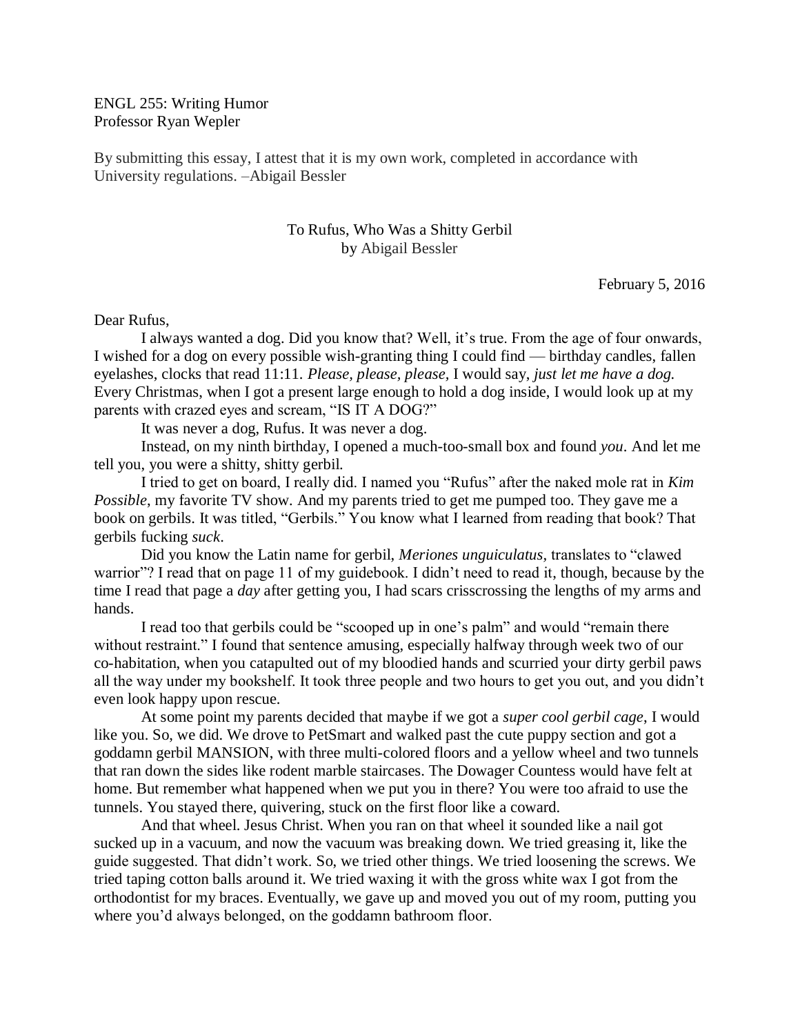ENGL 255: Writing Humor
Professor Ryan Wepler

By submitting this essay, I attest that it is my own work, completed in accordance with University regulations. –Abigail Bessler

# To Rufus, Who Was a Shitty Gerbil

by Abigail Bessler

February 5, 2016

Dear Rufus,

I always wanted a dog. Did you know that? Well, it's true. From the age of four onwards, I wished for a dog on every possible wish-granting thing I could find — birthday candles, fallen eyelashes, clocks that read 11:11. *Please, please, please,* I would say, *just let me have a dog.* Every Christmas, when I got a present large enough to hold a dog inside, I would look up at my parents with crazed eyes and scream, "IS IT A DOG?"

It was never a dog, Rufus. It was never a dog.

Instead, on my ninth birthday, I opened a much-too-small box and found *you*. And let me tell you, you were a shitty, shitty gerbil.

I tried to get on board, I really did. I named you "Rufus" after the naked mole rat in *Kim Possible*, my favorite TV show. And my parents tried to get me pumped too. They gave me a book on gerbils. It was titled, "Gerbils." You know what I learned from reading that book? That gerbils fucking *suck*.

Did you know the Latin name for gerbil, *Meriones unguiculatus,* translates to "clawed warrior"? I read that on page 11 of my guidebook. I didn't need to read it, though, because by the time I read that page a *day* after getting you, I had scars crisscrossing the lengths of my arms and hands.

I read too that gerbils could be "scooped up in one's palm" and would "remain there without restraint." I found that sentence amusing, especially halfway through week two of our co-habitation, when you catapulted out of my bloodied hands and scurried your dirty gerbil paws all the way under my bookshelf. It took three people and two hours to get you out, and you didn't even look happy upon rescue.

At some point my parents decided that maybe if we got a *super cool gerbil cage*, I would like you. So, we did. We drove to PetSmart and walked past the cute puppy section and got a goddamn gerbil MANSION, with three multi-colored floors and a yellow wheel and two tunnels that ran down the sides like rodent marble staircases. The Dowager Countess would have felt at home. But remember what happened when we put you in there? You were too afraid to use the tunnels. You stayed there, quivering, stuck on the first floor like a coward.

And that wheel. Jesus Christ. When you ran on that wheel it sounded like a nail got sucked up in a vacuum, and now the vacuum was breaking down. We tried greasing it, like the guide suggested. That didn't work. So, we tried other things. We tried loosening the screws. We tried taping cotton balls around it. We tried waxing it with the gross white wax I got from the orthodontist for my braces. Eventually, we gave up and moved you out of my room, putting you where you'd always belonged, on the goddamn bathroom floor.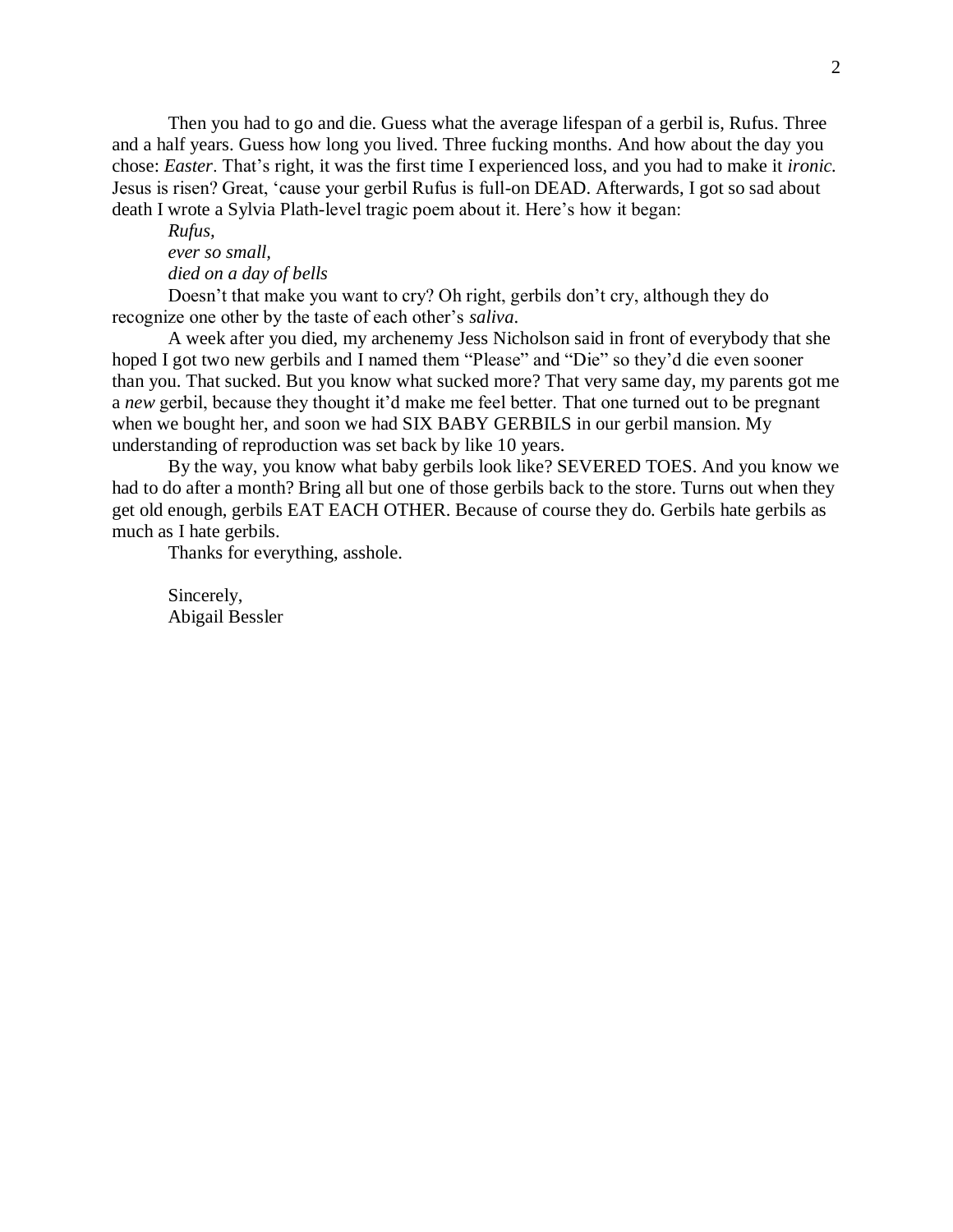Then you had to go and die. Guess what the average lifespan of a gerbil is, Rufus. Three and a half years. Guess how long you lived. Three fucking months. And how about the day you chose: *Easter*. That's right, it was the first time I experienced loss, and you had to make it *ironic.* Jesus is risen? Great, 'cause your gerbil Rufus is full-on DEAD. Afterwards, I got so sad about death I wrote a Sylvia Plath-level tragic poem about it. Here's how it began:

*Rufus,*
*ever so small,*
*died on a day of bells*

Doesn't that make you want to cry? Oh right, gerbils don't cry, although they do recognize one other by the taste of each other's *saliva*.

A week after you died, my archenemy Jess Nicholson said in front of everybody that she hoped I got two new gerbils and I named them "Please" and "Die" so they'd die even sooner than you. That sucked. But you know what sucked more? That very same day, my parents got me a *new* gerbil, because they thought it'd make me feel better. That one turned out to be pregnant when we bought her, and soon we had SIX BABY GERBILS in our gerbil mansion. My understanding of reproduction was set back by like 10 years.

By the way, you know what baby gerbils look like? SEVERED TOES. And you know we had to do after a month? Bring all but one of those gerbils back to the store. Turns out when they get old enough, gerbils EAT EACH OTHER. Because of course they do. Gerbils hate gerbils as much as I hate gerbils.

Thanks for everything, asshole.

Sincerely,
Abigail Bessler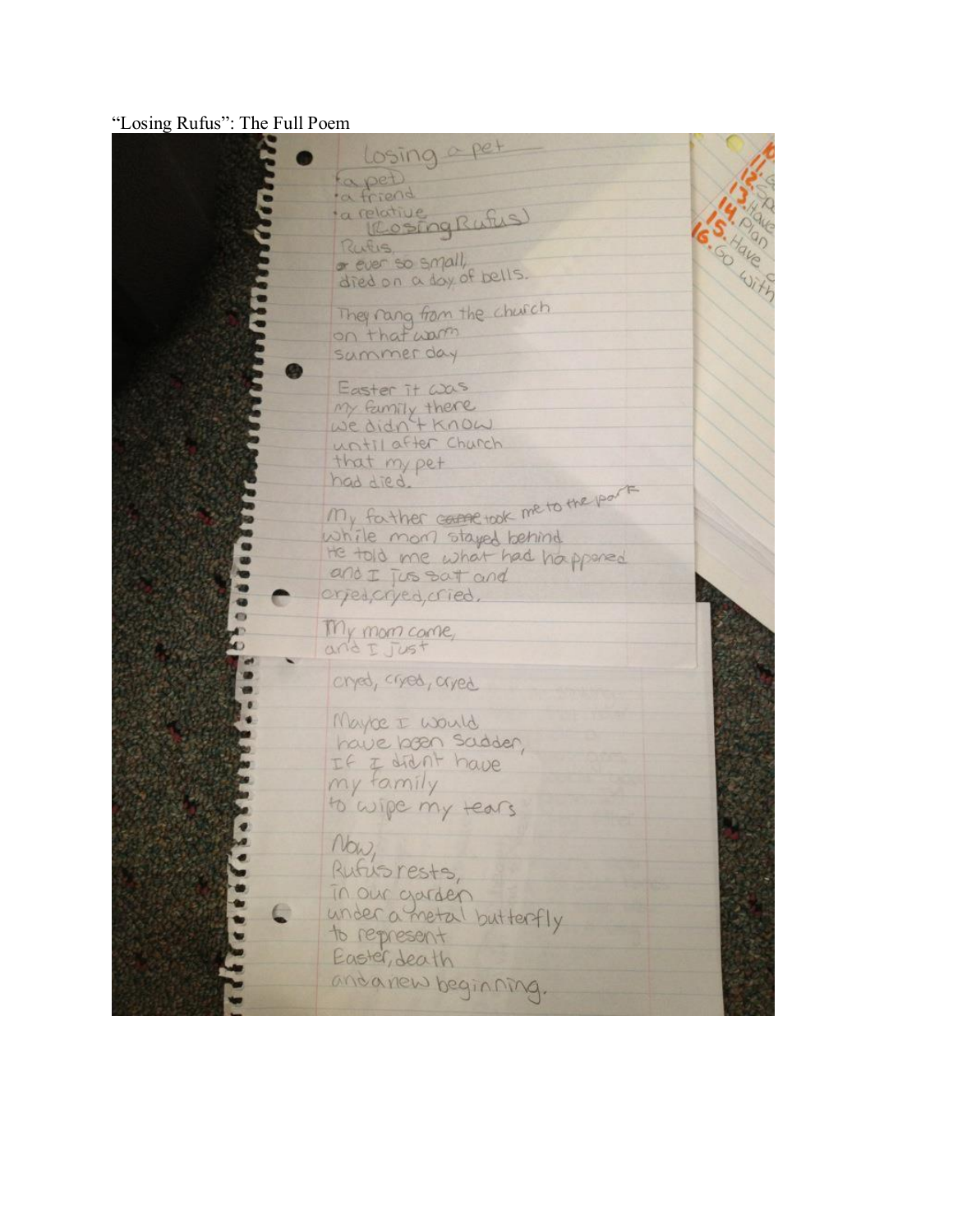"Losing Rufus": The Full Poem

Losing a pet

- a pet
- a friend
- a relative

(Losing Rufus)

Rufus,
ever so small,
died on a day of bells.

They rang from the church
on that warm
summer day

Easter it was
my family there
we didn't know
until after Church
that my pet
had died.

My father ~~came~~ took me to the park
while mom stayed behind
He told me what had happened
and I jus sat and
cryed, cryed, cried.

My mom came,
and I just
cryed, cryed, cryed

Maybe I would
have been sadder,
If I didn't have
my family
to wipe my tears

Now,
Rufus rests,
in our garden
under a metal butterfly
to represent
Easter, death
and a new beginning.